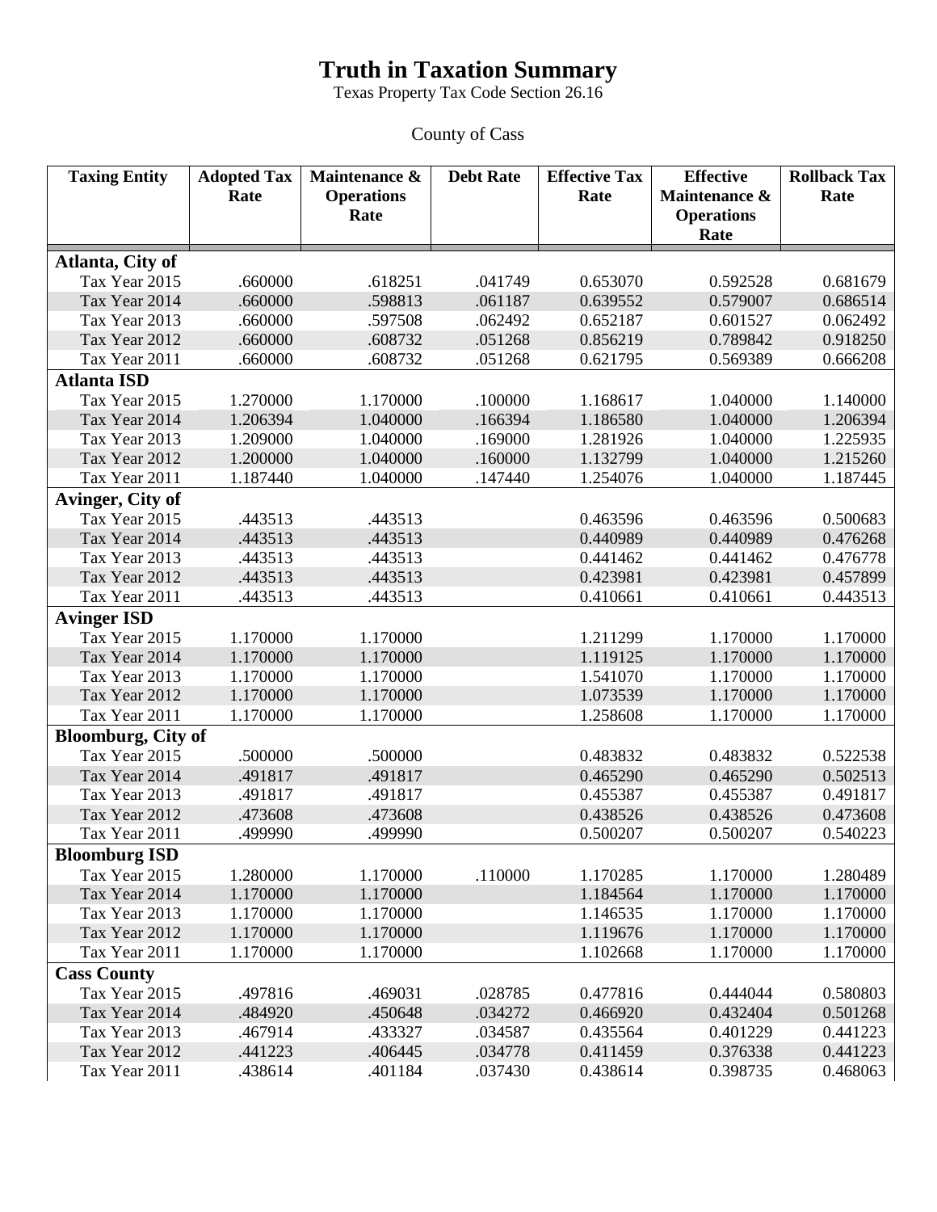# Truth in Taxation Summary

Texas Property Tax Code Section 26.16

County of Cass

| Taxing Entity | Adopted Tax Rate | Maintenance & Operations Rate | Debt Rate | Effective Tax Rate | Effective Maintenance & Operations Rate | Rollback Tax Rate |
|---|---|---|---|---|---|---|
| **Atlanta, City of** | | | | | | |
| Tax Year 2015 | .660000 | .618251 | .041749 | 0.653070 | 0.592528 | 0.681679 |
| Tax Year 2014 | .660000 | .598813 | .061187 | 0.639552 | 0.579007 | 0.686514 |
| Tax Year 2013 | .660000 | .597508 | .062492 | 0.652187 | 0.601527 | 0.062492 |
| Tax Year 2012 | .660000 | .608732 | .051268 | 0.856219 | 0.789842 | 0.918250 |
| Tax Year 2011 | .660000 | .608732 | .051268 | 0.621795 | 0.569389 | 0.666208 |
| **Atlanta ISD** | | | | | | |
| Tax Year 2015 | 1.270000 | 1.170000 | .100000 | 1.168617 | 1.040000 | 1.140000 |
| Tax Year 2014 | 1.206394 | 1.040000 | .166394 | 1.186580 | 1.040000 | 1.206394 |
| Tax Year 2013 | 1.209000 | 1.040000 | .169000 | 1.281926 | 1.040000 | 1.225935 |
| Tax Year 2012 | 1.200000 | 1.040000 | .160000 | 1.132799 | 1.040000 | 1.215260 |
| Tax Year 2011 | 1.187440 | 1.040000 | .147440 | 1.254076 | 1.040000 | 1.187445 |
| **Avinger, City of** | | | | | | |
| Tax Year 2015 | .443513 | .443513 | | 0.463596 | 0.463596 | 0.500683 |
| Tax Year 2014 | .443513 | .443513 | | 0.440989 | 0.440989 | 0.476268 |
| Tax Year 2013 | .443513 | .443513 | | 0.441462 | 0.441462 | 0.476778 |
| Tax Year 2012 | .443513 | .443513 | | 0.423981 | 0.423981 | 0.457899 |
| Tax Year 2011 | .443513 | .443513 | | 0.410661 | 0.410661 | 0.443513 |
| **Avinger ISD** | | | | | | |
| Tax Year 2015 | 1.170000 | 1.170000 | | 1.211299 | 1.170000 | 1.170000 |
| Tax Year 2014 | 1.170000 | 1.170000 | | 1.119125 | 1.170000 | 1.170000 |
| Tax Year 2013 | 1.170000 | 1.170000 | | 1.541070 | 1.170000 | 1.170000 |
| Tax Year 2012 | 1.170000 | 1.170000 | | 1.073539 | 1.170000 | 1.170000 |
| Tax Year 2011 | 1.170000 | 1.170000 | | 1.258608 | 1.170000 | 1.170000 |
| **Bloomburg, City of** | | | | | | |
| Tax Year 2015 | .500000 | .500000 | | 0.483832 | 0.483832 | 0.522538 |
| Tax Year 2014 | .491817 | .491817 | | 0.465290 | 0.465290 | 0.502513 |
| Tax Year 2013 | .491817 | .491817 | | 0.455387 | 0.455387 | 0.491817 |
| Tax Year 2012 | .473608 | .473608 | | 0.438526 | 0.438526 | 0.473608 |
| Tax Year 2011 | .499990 | .499990 | | 0.500207 | 0.500207 | 0.540223 |
| **Bloomburg ISD** | | | | | | |
| Tax Year 2015 | 1.280000 | 1.170000 | .110000 | 1.170285 | 1.170000 | 1.280489 |
| Tax Year 2014 | 1.170000 | 1.170000 | | 1.184564 | 1.170000 | 1.170000 |
| Tax Year 2013 | 1.170000 | 1.170000 | | 1.146535 | 1.170000 | 1.170000 |
| Tax Year 2012 | 1.170000 | 1.170000 | | 1.119676 | 1.170000 | 1.170000 |
| Tax Year 2011 | 1.170000 | 1.170000 | | 1.102668 | 1.170000 | 1.170000 |
| **Cass County** | | | | | | |
| Tax Year 2015 | .497816 | .469031 | .028785 | 0.477816 | 0.444044 | 0.580803 |
| Tax Year 2014 | .484920 | .450648 | .034272 | 0.466920 | 0.432404 | 0.501268 |
| Tax Year 2013 | .467914 | .433327 | .034587 | 0.435564 | 0.401229 | 0.441223 |
| Tax Year 2012 | .441223 | .406445 | .034778 | 0.411459 | 0.376338 | 0.441223 |
| Tax Year 2011 | .438614 | .401184 | .037430 | 0.438614 | 0.398735 | 0.468063 |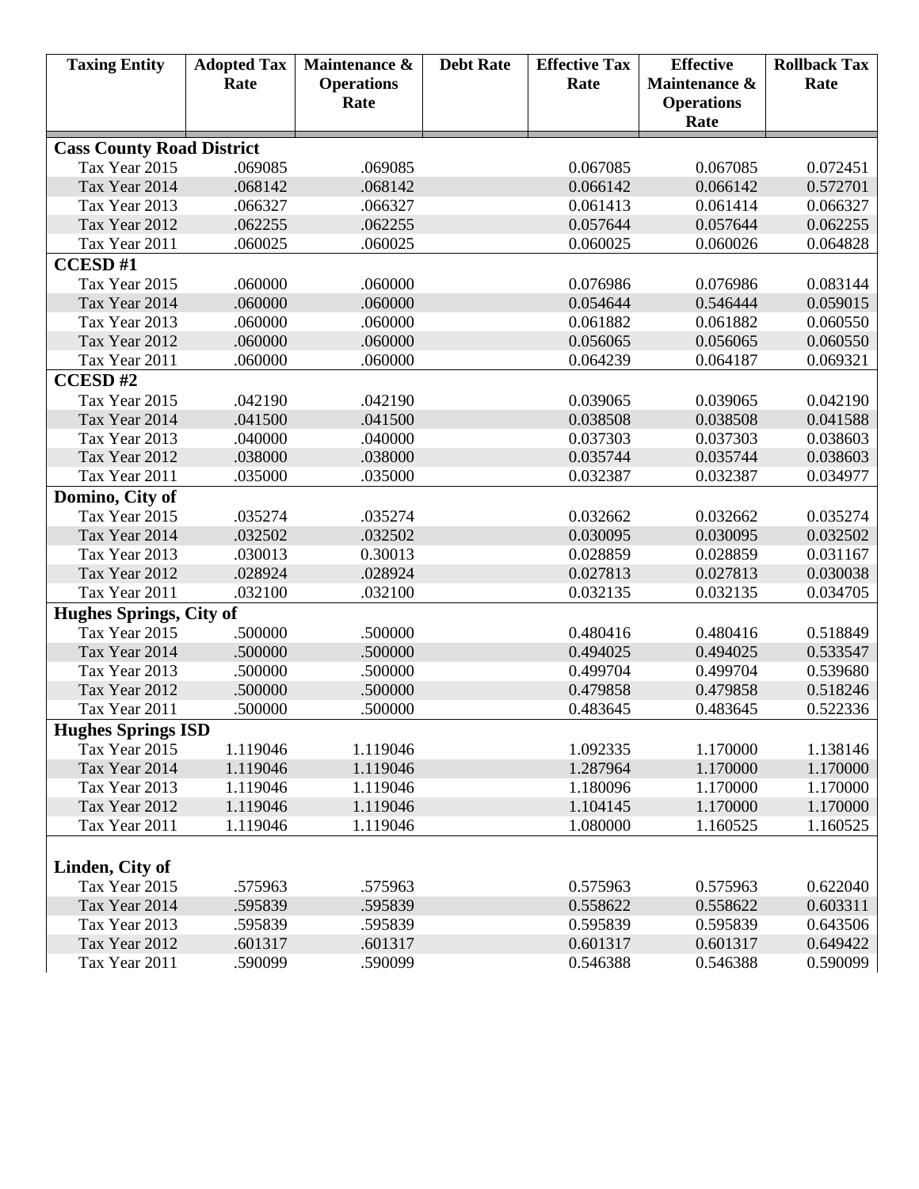| Taxing Entity | Adopted Tax Rate | Maintenance & Operations Rate | Debt Rate | Effective Tax Rate | Effective Maintenance & Operations Rate | Rollback Tax Rate |
|---|---|---|---|---|---|---|
| **Cass County Road District** | | | | | | |
| Tax Year 2015 | .069085 | .069085 | | 0.067085 | 0.067085 | 0.072451 |
| Tax Year 2014 | .068142 | .068142 | | 0.066142 | 0.066142 | 0.572701 |
| Tax Year 2013 | .066327 | .066327 | | 0.061413 | 0.061414 | 0.066327 |
| Tax Year 2012 | .062255 | .062255 | | 0.057644 | 0.057644 | 0.062255 |
| Tax Year 2011 | .060025 | .060025 | | 0.060025 | 0.060026 | 0.064828 |
| **CCESD #1** | | | | | | |
| Tax Year 2015 | .060000 | .060000 | | 0.076986 | 0.076986 | 0.083144 |
| Tax Year 2014 | .060000 | .060000 | | 0.054644 | 0.546444 | 0.059015 |
| Tax Year 2013 | .060000 | .060000 | | 0.061882 | 0.061882 | 0.060550 |
| Tax Year 2012 | .060000 | .060000 | | 0.056065 | 0.056065 | 0.060550 |
| Tax Year 2011 | .060000 | .060000 | | 0.064239 | 0.064187 | 0.069321 |
| **CCESD #2** | | | | | | |
| Tax Year 2015 | .042190 | .042190 | | 0.039065 | 0.039065 | 0.042190 |
| Tax Year 2014 | .041500 | .041500 | | 0.038508 | 0.038508 | 0.041588 |
| Tax Year 2013 | .040000 | .040000 | | 0.037303 | 0.037303 | 0.038603 |
| Tax Year 2012 | .038000 | .038000 | | 0.035744 | 0.035744 | 0.038603 |
| Tax Year 2011 | .035000 | .035000 | | 0.032387 | 0.032387 | 0.034977 |
| **Domino, City of** | | | | | | |
| Tax Year 2015 | .035274 | .035274 | | 0.032662 | 0.032662 | 0.035274 |
| Tax Year 2014 | .032502 | .032502 | | 0.030095 | 0.030095 | 0.032502 |
| Tax Year 2013 | .030013 | 0.30013 | | 0.028859 | 0.028859 | 0.031167 |
| Tax Year 2012 | .028924 | .028924 | | 0.027813 | 0.027813 | 0.030038 |
| Tax Year 2011 | .032100 | .032100 | | 0.032135 | 0.032135 | 0.034705 |
| **Hughes Springs, City of** | | | | | | |
| Tax Year 2015 | .500000 | .500000 | | 0.480416 | 0.480416 | 0.518849 |
| Tax Year 2014 | .500000 | .500000 | | 0.494025 | 0.494025 | 0.533547 |
| Tax Year 2013 | .500000 | .500000 | | 0.499704 | 0.499704 | 0.539680 |
| Tax Year 2012 | .500000 | .500000 | | 0.479858 | 0.479858 | 0.518246 |
| Tax Year 2011 | .500000 | .500000 | | 0.483645 | 0.483645 | 0.522336 |
| **Hughes Springs ISD** | | | | | | |
| Tax Year 2015 | 1.119046 | 1.119046 | | 1.092335 | 1.170000 | 1.138146 |
| Tax Year 2014 | 1.119046 | 1.119046 | | 1.287964 | 1.170000 | 1.170000 |
| Tax Year 2013 | 1.119046 | 1.119046 | | 1.180096 | 1.170000 | 1.170000 |
| Tax Year 2012 | 1.119046 | 1.119046 | | 1.104145 | 1.170000 | 1.170000 |
| Tax Year 2011 | 1.119046 | 1.119046 | | 1.080000 | 1.160525 | 1.160525 |
| **Linden, City of** | | | | | | |
| Tax Year 2015 | .575963 | .575963 | | 0.575963 | 0.575963 | 0.622040 |
| Tax Year 2014 | .595839 | .595839 | | 0.558622 | 0.558622 | 0.603311 |
| Tax Year 2013 | .595839 | .595839 | | 0.595839 | 0.595839 | 0.643506 |
| Tax Year 2012 | .601317 | .601317 | | 0.601317 | 0.601317 | 0.649422 |
| Tax Year 2011 | .590099 | .590099 | | 0.546388 | 0.546388 | 0.590099 |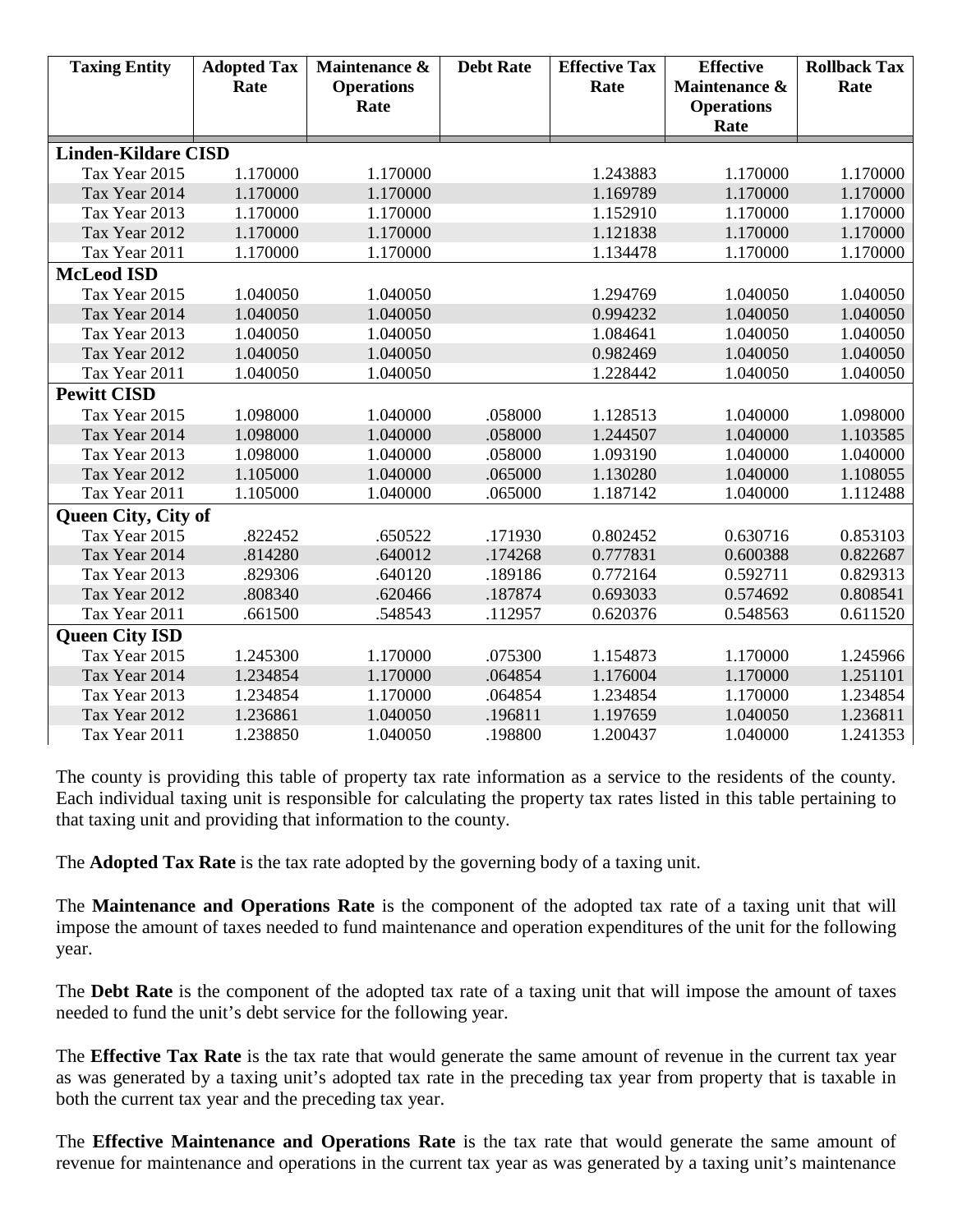| Taxing Entity | Adopted Tax Rate | Maintenance & Operations Rate | Debt Rate | Effective Tax Rate | Effective Maintenance & Operations Rate | Rollback Tax Rate |
|---|---|---|---|---|---|---|
| **Linden-Kildare CISD** | | | | | | |
| Tax Year 2015 | 1.170000 | 1.170000 | | 1.243883 | 1.170000 | 1.170000 |
| Tax Year 2014 | 1.170000 | 1.170000 | | 1.169789 | 1.170000 | 1.170000 |
| Tax Year 2013 | 1.170000 | 1.170000 | | 1.152910 | 1.170000 | 1.170000 |
| Tax Year 2012 | 1.170000 | 1.170000 | | 1.121838 | 1.170000 | 1.170000 |
| Tax Year 2011 | 1.170000 | 1.170000 | | 1.134478 | 1.170000 | 1.170000 |
| **McLeod ISD** | | | | | | |
| Tax Year 2015 | 1.040050 | 1.040050 | | 1.294769 | 1.040050 | 1.040050 |
| Tax Year 2014 | 1.040050 | 1.040050 | | 0.994232 | 1.040050 | 1.040050 |
| Tax Year 2013 | 1.040050 | 1.040050 | | 1.084641 | 1.040050 | 1.040050 |
| Tax Year 2012 | 1.040050 | 1.040050 | | 0.982469 | 1.040050 | 1.040050 |
| Tax Year 2011 | 1.040050 | 1.040050 | | 1.228442 | 1.040050 | 1.040050 |
| **Pewitt CISD** | | | | | | |
| Tax Year 2015 | 1.098000 | 1.040000 | .058000 | 1.128513 | 1.040000 | 1.098000 |
| Tax Year 2014 | 1.098000 | 1.040000 | .058000 | 1.244507 | 1.040000 | 1.103585 |
| Tax Year 2013 | 1.098000 | 1.040000 | .058000 | 1.093190 | 1.040000 | 1.040000 |
| Tax Year 2012 | 1.105000 | 1.040000 | .065000 | 1.130280 | 1.040000 | 1.108055 |
| Tax Year 2011 | 1.105000 | 1.040000 | .065000 | 1.187142 | 1.040000 | 1.112488 |
| **Queen City, City of** | | | | | | |
| Tax Year 2015 | .822452 | .650522 | .171930 | 0.802452 | 0.630716 | 0.853103 |
| Tax Year 2014 | .814280 | .640012 | .174268 | 0.777831 | 0.600388 | 0.822687 |
| Tax Year 2013 | .829306 | .640120 | .189186 | 0.772164 | 0.592711 | 0.829313 |
| Tax Year 2012 | .808340 | .620466 | .187874 | 0.693033 | 0.574692 | 0.808541 |
| Tax Year 2011 | .661500 | .548543 | .112957 | 0.620376 | 0.548563 | 0.611520 |
| **Queen City ISD** | | | | | | |
| Tax Year 2015 | 1.245300 | 1.170000 | .075300 | 1.154873 | 1.170000 | 1.245966 |
| Tax Year 2014 | 1.234854 | 1.170000 | .064854 | 1.176004 | 1.170000 | 1.251101 |
| Tax Year 2013 | 1.234854 | 1.170000 | .064854 | 1.234854 | 1.170000 | 1.234854 |
| Tax Year 2012 | 1.236861 | 1.040050 | .196811 | 1.197659 | 1.040050 | 1.236811 |
| Tax Year 2011 | 1.238850 | 1.040050 | .198800 | 1.200437 | 1.040000 | 1.241353 |

The county is providing this table of property tax rate information as a service to the residents of the county. Each individual taxing unit is responsible for calculating the property tax rates listed in this table pertaining to that taxing unit and providing that information to the county.

The **Adopted Tax Rate** is the tax rate adopted by the governing body of a taxing unit.

The **Maintenance and Operations Rate** is the component of the adopted tax rate of a taxing unit that will impose the amount of taxes needed to fund maintenance and operation expenditures of the unit for the following year.

The **Debt Rate** is the component of the adopted tax rate of a taxing unit that will impose the amount of taxes needed to fund the unit's debt service for the following year.

The **Effective Tax Rate** is the tax rate that would generate the same amount of revenue in the current tax year as was generated by a taxing unit's adopted tax rate in the preceding tax year from property that is taxable in both the current tax year and the preceding tax year.

The **Effective Maintenance and Operations Rate** is the tax rate that would generate the same amount of revenue for maintenance and operations in the current tax year as was generated by a taxing unit's maintenance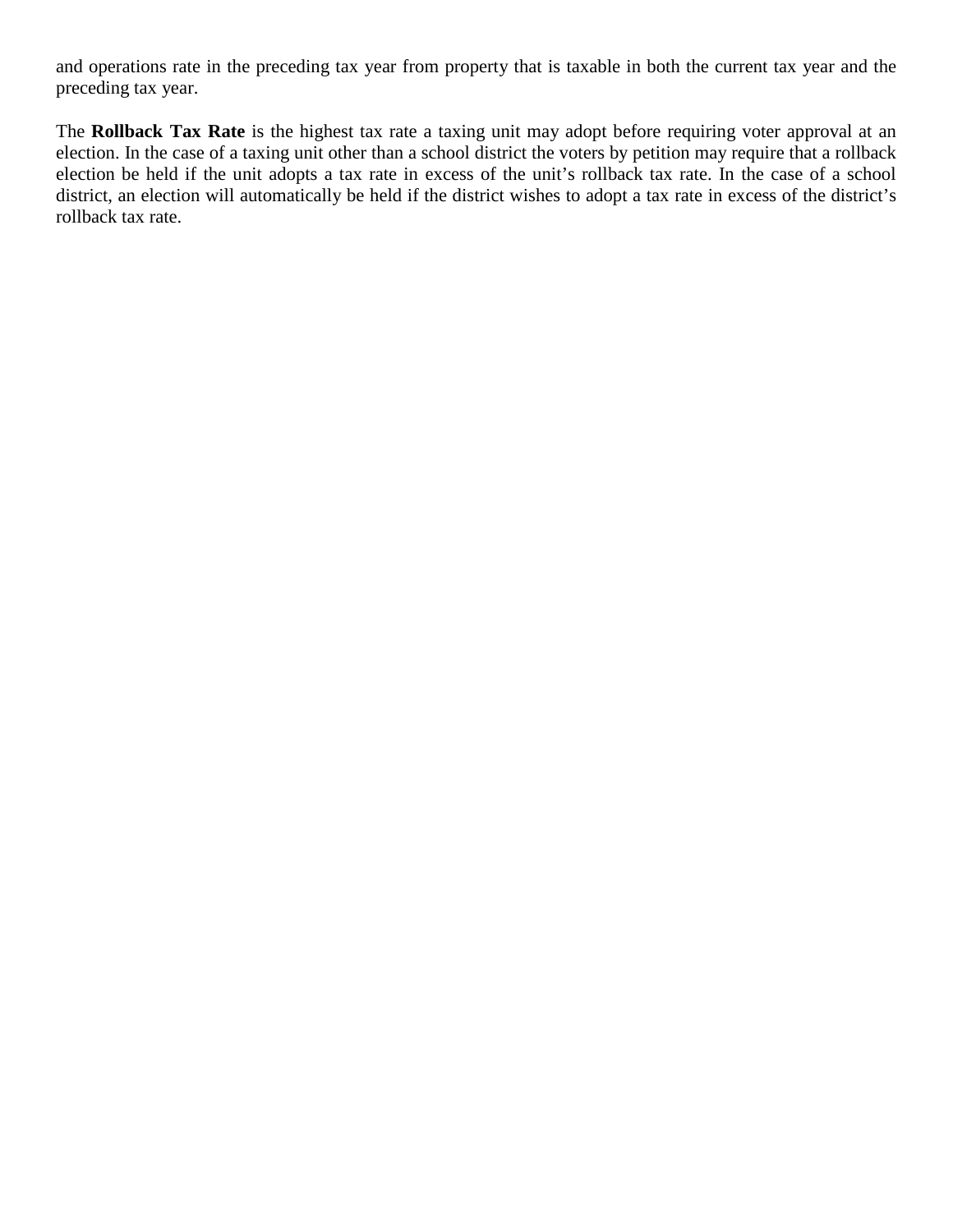and operations rate in the preceding tax year from property that is taxable in both the current tax year and the preceding tax year.

The **Rollback Tax Rate** is the highest tax rate a taxing unit may adopt before requiring voter approval at an election. In the case of a taxing unit other than a school district the voters by petition may require that a rollback election be held if the unit adopts a tax rate in excess of the unit's rollback tax rate. In the case of a school district, an election will automatically be held if the district wishes to adopt a tax rate in excess of the district's rollback tax rate.